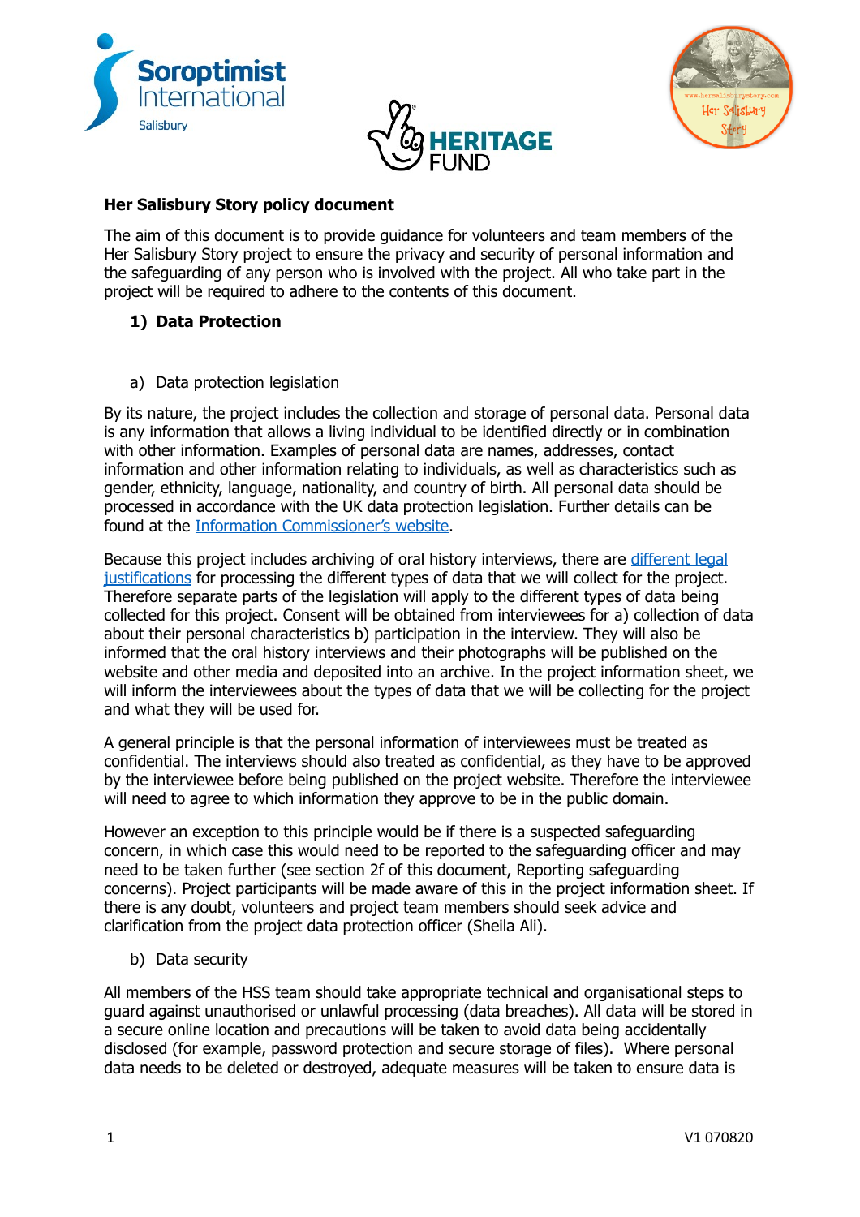**Her Salisbury Story policy document**

The aim of this document is to provide guidance for volunteers and team members of the Her Salisbury Story project to ensure the privacy and security of personal information and the safeguarding of any person who is involved with the project. All who take part in the project will be required to adhere to the contents of this document.

## 1) Data Protection

### a) Data protection legislation

By its nature, the project includes the collection and storage of personal data. Personal data is any information that allows a living individual to be identified directly or in combination with other information. Examples of personal data are names, addresses, contact information and other information relating to individuals, as well as characteristics such as gender, ethnicity, language, nationality, and country of birth. All personal data should be processed in accordance with the UK data protection legislation. Further details can be found at the Information Commissioner's website.

Because this project includes archiving of oral history interviews, there are different legal justifications for processing the different types of data that we will collect for the project. Therefore separate parts of the legislation will apply to the different types of data being collected for this project. Consent will be obtained from interviewees for a) collection of data about their personal characteristics b) participation in the interview. They will also be informed that the oral history interviews and their photographs will be published on the website and other media and deposited into an archive. In the project information sheet, we will inform the interviewees about the types of data that we will be collecting for the project and what they will be used for.

A general principle is that the personal information of interviewees must be treated as confidential. The interviews should also treated as confidential, as they have to be approved by the interviewee before being published on the project website. Therefore the interviewee will need to agree to which information they approve to be in the public domain.

However an exception to this principle would be if there is a suspected safeguarding concern, in which case this would need to be reported to the safeguarding officer and may need to be taken further (see section 2f of this document, Reporting safeguarding concerns). Project participants will be made aware of this in the project information sheet. If there is any doubt, volunteers and project team members should seek advice and clarification from the project data protection officer (Sheila Ali).

### b) Data security

All members of the HSS team should take appropriate technical and organisational steps to guard against unauthorised or unlawful processing (data breaches). All data will be stored in a secure online location and precautions will be taken to avoid data being accidentally disclosed (for example, password protection and secure storage of files). Where personal data needs to be deleted or destroyed, adequate measures will be taken to ensure data is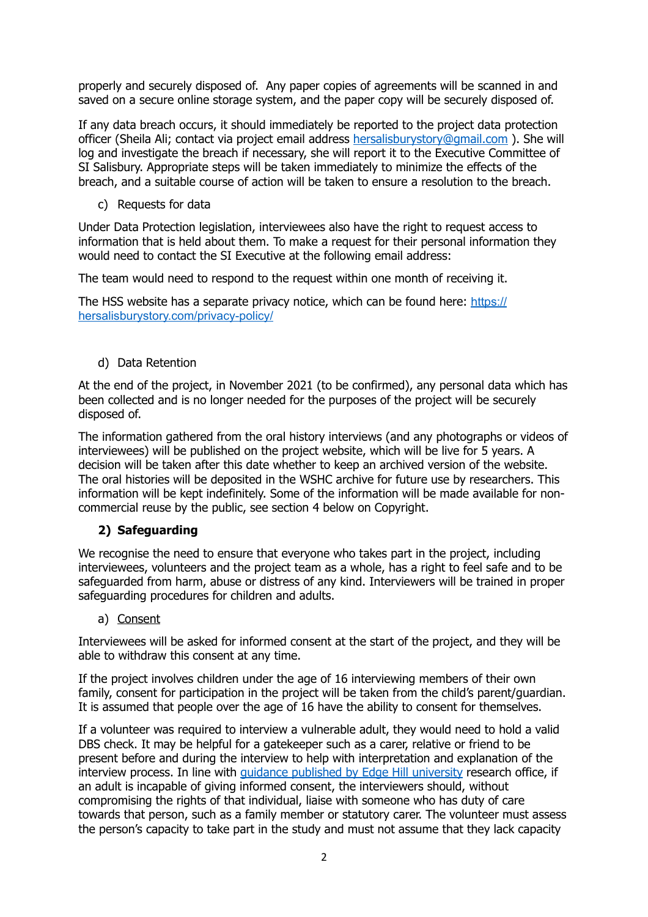properly and securely disposed of. Any paper copies of agreements will be scanned in and saved on a secure online storage system, and the paper copy will be securely disposed of.

If any data breach occurs, it should immediately be reported to the project data protection officer (Sheila Ali; contact via project email address [hersalisburystory@gmail.com](mailto:hersalisburystory@gmail.com) ). She will log and investigate the breach if necessary, she will report it to the Executive Committee of SI Salisbury. Appropriate steps will be taken immediately to minimize the effects of the breach, and a suitable course of action will be taken to ensure a resolution to the breach.

c) Requests for data

Under Data Protection legislation, interviewees also have the right to request access to information that is held about them. To make a request for their personal information they would need to contact the SI Executive at the following email address:

The team would need to respond to the request within one month of receiving it.

The HSS website has a separate privacy notice, which can be found here: [https://hersalisburystory.com/privacy-policy/](https://hersalisburystory.com/privacy-policy/)

d) Data Retention

At the end of the project, in November 2021 (to be confirmed), any personal data which has been collected and is no longer needed for the purposes of the project will be securely disposed of.

The information gathered from the oral history interviews (and any photographs or videos of interviewees) will be published on the project website, which will be live for 5 years. A decision will be taken after this date whether to keep an archived version of the website. The oral histories will be deposited in the WSHC archive for future use by researchers. This information will be kept indefinitely. Some of the information will be made available for non-commercial reuse by the public, see section 4 below on Copyright.

## 2) Safeguarding

We recognise the need to ensure that everyone who takes part in the project, including interviewees, volunteers and the project team as a whole, has a right to feel safe and to be safeguarded from harm, abuse or distress of any kind. Interviewers will be trained in proper safeguarding procedures for children and adults.

a) Consent

Interviewees will be asked for informed consent at the start of the project, and they will be able to withdraw this consent at any time.

If the project involves children under the age of 16 interviewing members of their own family, consent for participation in the project will be taken from the child's parent/guardian. It is assumed that people over the age of 16 have the ability to consent for themselves.

If a volunteer was required to interview a vulnerable adult, they would need to hold a valid DBS check. It may be helpful for a gatekeeper such as a carer, relative or friend to be present before and during the interview to help with interpretation and explanation of the interview process. In line with guidance published by Edge Hill university research office, if an adult is incapable of giving informed consent, the interviewers should, without compromising the rights of that individual, liaise with someone who has duty of care towards that person, such as a family member or statutory carer. The volunteer must assess the person's capacity to take part in the study and must not assume that they lack capacity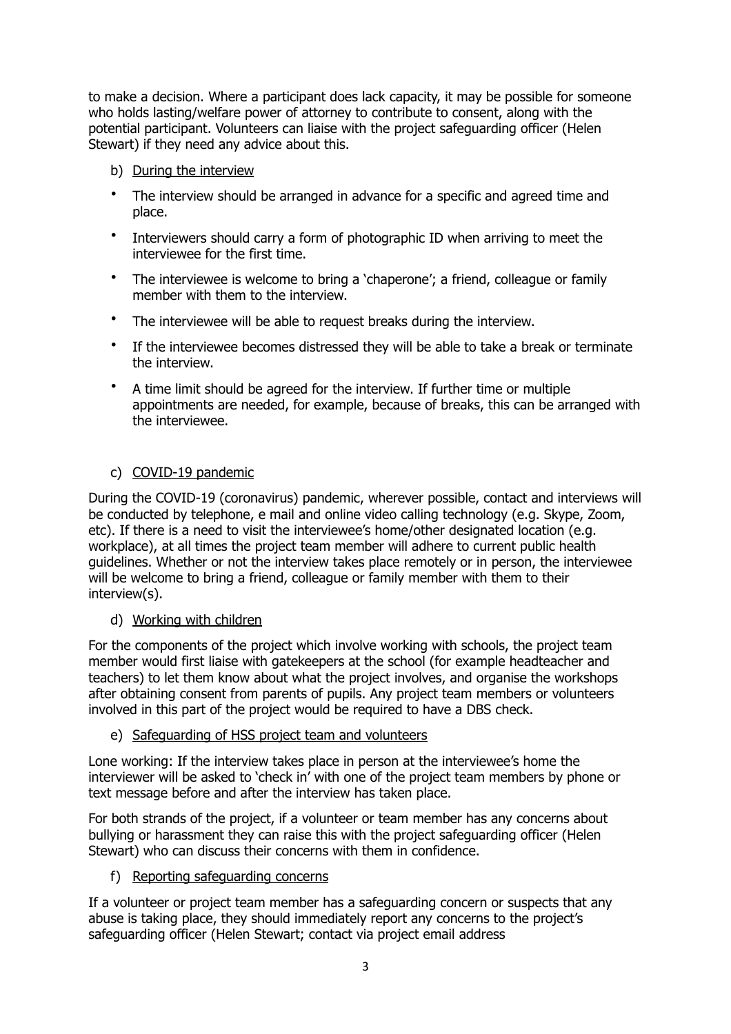to make a decision. Where a participant does lack capacity, it may be possible for someone who holds lasting/welfare power of attorney to contribute to consent, along with the potential participant. Volunteers can liaise with the project safeguarding officer (Helen Stewart) if they need any advice about this.

b) <u>During the interview</u>

- The interview should be arranged in advance for a specific and agreed time and place.
- Interviewers should carry a form of photographic ID when arriving to meet the interviewee for the first time.
- The interviewee is welcome to bring a 'chaperone'; a friend, colleague or family member with them to the interview.
- The interviewee will be able to request breaks during the interview.
- If the interviewee becomes distressed they will be able to take a break or terminate the interview.
- A time limit should be agreed for the interview. If further time or multiple appointments are needed, for example, because of breaks, this can be arranged with the interviewee.

c) <u>COVID-19 pandemic</u>

During the COVID-19 (coronavirus) pandemic, wherever possible, contact and interviews will be conducted by telephone, e mail and online video calling technology (e.g. Skype, Zoom, etc). If there is a need to visit the interviewee's home/other designated location (e.g. workplace), at all times the project team member will adhere to current public health guidelines. Whether or not the interview takes place remotely or in person, the interviewee will be welcome to bring a friend, colleague or family member with them to their interview(s).

d) <u>Working with children</u>

For the components of the project which involve working with schools, the project team member would first liaise with gatekeepers at the school (for example headteacher and teachers) to let them know about what the project involves, and organise the workshops after obtaining consent from parents of pupils. Any project team members or volunteers involved in this part of the project would be required to have a DBS check.

e) <u>Safeguarding of HSS project team and volunteers</u>

Lone working: If the interview takes place in person at the interviewee's home the interviewer will be asked to 'check in' with one of the project team members by phone or text message before and after the interview has taken place.

For both strands of the project, if a volunteer or team member has any concerns about bullying or harassment they can raise this with the project safeguarding officer (Helen Stewart) who can discuss their concerns with them in confidence.

f) <u>Reporting safeguarding concerns</u>

If a volunteer or project team member has a safeguarding concern or suspects that any abuse is taking place, they should immediately report any concerns to the project's safeguarding officer (Helen Stewart; contact via project email address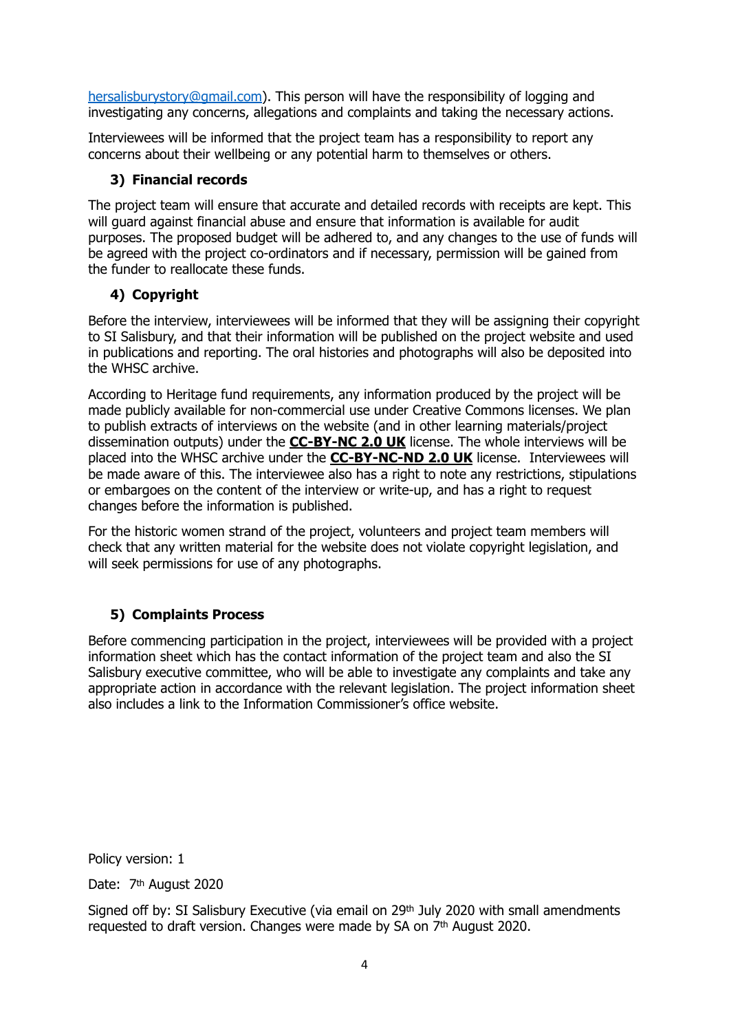hersalisburystory@gmail.com). This person will have the responsibility of logging and investigating any concerns, allegations and complaints and taking the necessary actions.

Interviewees will be informed that the project team has a responsibility to report any concerns about their wellbeing or any potential harm to themselves or others.

### 3) Financial records

The project team will ensure that accurate and detailed records with receipts are kept. This will guard against financial abuse and ensure that information is available for audit purposes. The proposed budget will be adhered to, and any changes to the use of funds will be agreed with the project co-ordinators and if necessary, permission will be gained from the funder to reallocate these funds.

### 4) Copyright

Before the interview, interviewees will be informed that they will be assigning their copyright to SI Salisbury, and that their information will be published on the project website and used in publications and reporting. The oral histories and photographs will also be deposited into the WHSC archive.

According to Heritage fund requirements, any information produced by the project will be made publicly available for non-commercial use under Creative Commons licenses. We plan to publish extracts of interviews on the website (and in other learning materials/project dissemination outputs) under the **CC-BY-NC 2.0 UK** license. The whole interviews will be placed into the WHSC archive under the **CC-BY-NC-ND 2.0 UK** license. Interviewees will be made aware of this. The interviewee also has a right to note any restrictions, stipulations or embargoes on the content of the interview or write-up, and has a right to request changes before the information is published.

For the historic women strand of the project, volunteers and project team members will check that any written material for the website does not violate copyright legislation, and will seek permissions for use of any photographs.

### 5) Complaints Process

Before commencing participation in the project, interviewees will be provided with a project information sheet which has the contact information of the project team and also the SI Salisbury executive committee, who will be able to investigate any complaints and take any appropriate action in accordance with the relevant legislation. The project information sheet also includes a link to the Information Commissioner's office website.

Policy version: 1

Date: 7th August 2020

Signed off by: SI Salisbury Executive (via email on 29th July 2020 with small amendments requested to draft version. Changes were made by SA on 7th August 2020.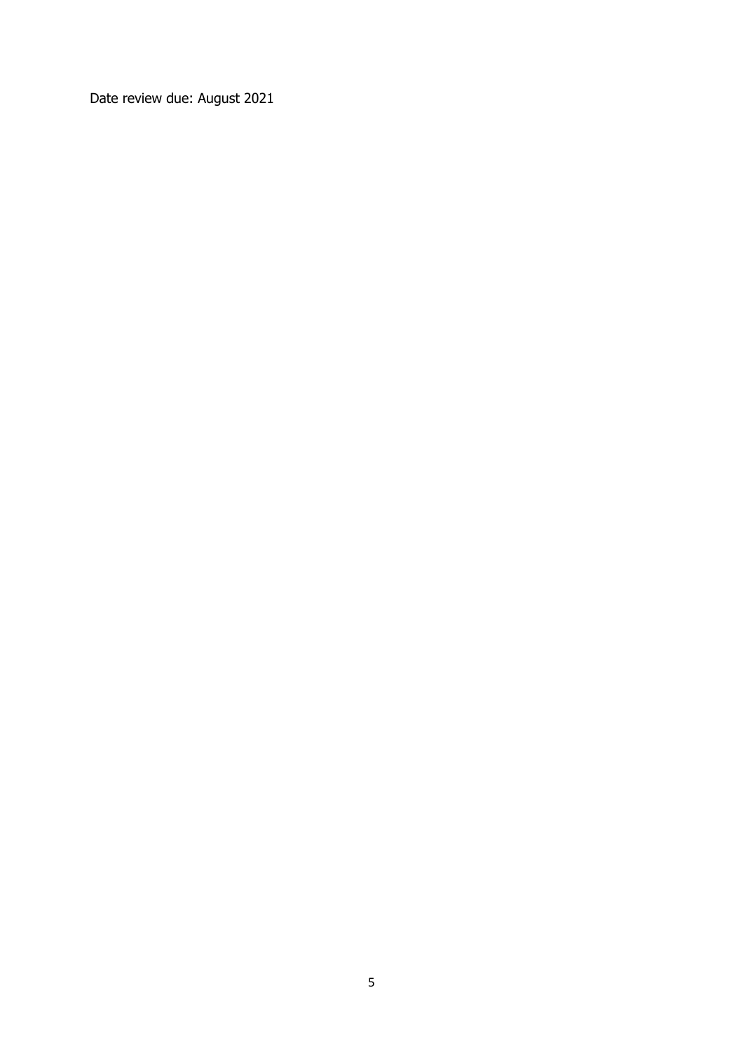Date review due: August 2021